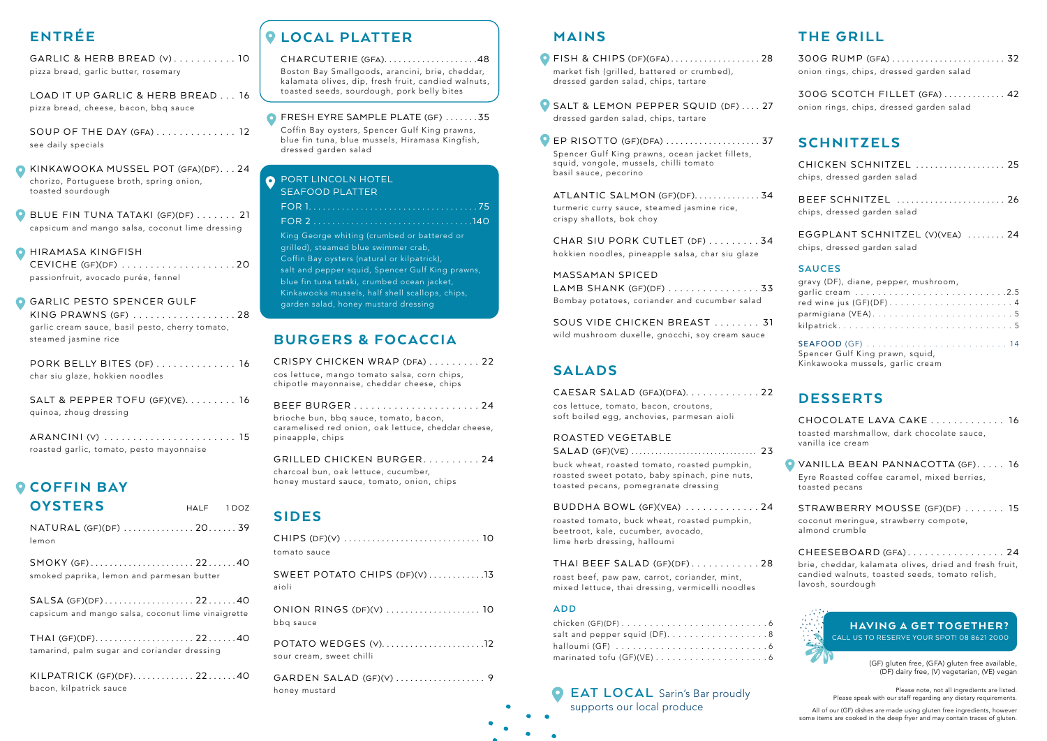## ENTRÉE

**GARLIC & HERB BREAD (V)** ........... 10
pizza bread, garlic butter, rosemary

**LOAD IT UP GARLIC & HERB BREAD** ... 16
pizza bread, cheese, bacon, bbq sauce

**SOUP OF THE DAY (GFA)** .............. 12
see daily specials

**KINKAWOOKA MUSSEL POT (GFA)(DF)** ... 24
chorizo, Portuguese broth, spring onion, toasted sourdough

**BLUE FIN TUNA TATAKI (GF)(DF)** ....... 21
capsicum and mango salsa, coconut lime dressing

**HIRAMASA KINGFISH CEVICHE (GF)(DF)** .................... 20
passionfruit, avocado purée, fennel

**GARLIC PESTO SPENCER GULF KING PRAWNS (GF)** .................. 28
garlic cream sauce, basil pesto, cherry tomato, steamed jasmine rice

**PORK BELLY BITES (DF)** .............. 16
char siu glaze, hokkien noodles

**SALT & PEPPER TOFU (GF)(VE)** ......... 16
quinoa, zhoug dressing

**ARANCINI (V)** ....................... 15
roasted garlic, tomato, pesto mayonnaise

## COFFIN BAY OYSTERS

| | HALF | 1 DOZ |
|---|---|---|
| **NATURAL (GF)(DF)** — lemon | 20 | 39 |
| **SMOKY (GF)** — smoked paprika, lemon and parmesan butter | 22 | 40 |
| **SALSA (GF)(DF)** — capsicum and mango salsa, coconut lime vinaigrette | 22 | 40 |
| **THAI (GF)(DF)** — tamarind, palm sugar and coriander dressing | 22 | 40 |
| **KILPATRICK (GF)(DF)** — bacon, kilpatrick sauce | 22 | 40 |

## LOCAL PLATTER

**CHARCUTERIE (GFA)** ................... 48
Boston Bay Smallgoods, arancini, brie, cheddar, kalamata olives, dip, fresh fruit, candied walnuts, toasted seeds, sourdough, pork belly bites

**FRESH EYRE SAMPLE PLATE (GF)** ....... 35
Coffin Bay oysters, Spencer Gulf King prawns, blue fin tuna, blue mussels, Hiramasa Kingfish, dressed garden salad

**PORT LINCOLN HOTEL SEAFOOD PLATTER**
FOR 1 .................................. 75
FOR 2 .................................. 140
King George whiting (crumbed or battered or grilled), steamed blue swimmer crab, Coffin Bay oysters (natural or kilpatrick), salt and pepper squid, Spencer Gulf King prawns, blue fin tuna tataki, crumbed ocean jacket, Kinkawooka mussels, half shell scallops, chips, garden salad, honey mustard dressing

## BURGERS & FOCACCIA

**CRISPY CHICKEN WRAP (DFA)** ......... 22
cos lettuce, mango tomato salsa, corn chips, chipotle mayonnaise, cheddar cheese, chips

**BEEF BURGER** ...................... 24
brioche bun, bbq sauce, tomato, bacon, caramelised red onion, oak lettuce, cheddar cheese, pineapple, chips

**GRILLED CHICKEN BURGER** .......... 24
charcoal bun, oak lettuce, cucumber, honey mustard sauce, tomato, onion, chips

## SIDES

**CHIPS (DF)(V)** ........................... 10
tomato sauce

**SWEET POTATO CHIPS (DF)(V)** ........... 13
aioli

**ONION RINGS (DF)(V)** ................... 10
bbq sauce

**POTATO WEDGES (V)** ..................... 12
sour cream, sweet chilli

**GARDEN SALAD (GF)(V)** .................. 9
honey mustard

## MAINS

**FISH & CHIPS (DF)(GFA)** .................. 28
market fish (grilled, battered or crumbed), dressed garden salad, chips, tartare

**SALT & LEMON PEPPER SQUID (DF)** .... 27
dressed garden salad, chips, tartare

**EP RISOTTO (GF)(DFA)** ................... 37
Spencer Gulf King prawns, ocean jacket fillets, squid, vongole, mussels, chilli tomato basil sauce, pecorino

**ATLANTIC SALMON (GF)(DF)** ............. 34
turmeric curry sauce, steamed jasmine rice, crispy shallots, bok choy

**CHAR SIU PORK CUTLET (DF)** ......... 34
hokkien noodles, pineapple salsa, char siu glaze

**MASSAMAN SPICED LAMB SHANK (GF)(DF)** ................ 33
Bombay potatoes, coriander and cucumber salad

**SOUS VIDE CHICKEN BREAST** ........ 31
wild mushroom duxelle, gnocchi, soy cream sauce

## SALADS

**CAESAR SALAD (GFA)(DFA)** ............. 22
cos lettuce, tomato, bacon, croutons, soft boiled egg, anchovies, parmesan aioli

**ROASTED VEGETABLE SALAD (GF)(VE)** .............................. 23
buck wheat, roasted tomato, roasted pumpkin, roasted sweet potato, baby spinach, pine nuts, toasted pecans, pomegranate dressing

**BUDDHA BOWL (GF)(VEA)** ............. 24
roasted tomato, buck wheat, roasted pumpkin, beetroot, kale, cucumber, avocado, lime herb dressing, halloumi

**THAI BEEF SALAD (GF)(DF)** ............ 28
roast beef, paw paw, carrot, coriander, mint, mixed lettuce, thai dressing, vermicelli noodles

### ADD

chicken (GF)(DF) .......................... 6
salt and pepper squid (DF) ................. 8
halloumi (GF) .............................. 6
marinated tofu (GF)(VE) ................... 6

**EAT LOCAL** Sarin's Bar proudly supports our local produce

## THE GRILL

**300G RUMP (GFA)** ........................ 32
onion rings, chips, dressed garden salad

**300G SCOTCH FILLET (GFA)** ............. 42
onion rings, chips, dressed garden salad

## SCHNITZELS

**CHICKEN SCHNITZEL** .................. 25
chips, dressed garden salad

**BEEF SCHNITZEL** ..................... 26
chips, dressed garden salad

**EGGPLANT SCHNITZEL (V)(VEA)** ........ 24
chips, dressed garden salad

### SAUCES

gravy (DF), diane, pepper, mushroom,
garlic cream .............................. 2.5
red wine jus (GF)(DF) ..................... 4
parmigiana (VEA) .......................... 5
kilpatrick ................................ 5

SEAFOOD (GF) ............................ 14
Spencer Gulf King prawn, squid, Kinkawooka mussels, garlic cream

## DESSERTS

**CHOCOLATE LAVA CAKE** ............. 16
toasted marshmallow, dark chocolate sauce, vanilla ice cream

**VANILLA BEAN PANNACOTTA (GF)** ..... 16
Eyre Roasted coffee caramel, mixed berries, toasted pecans

**STRAWBERRY MOUSSE (GF)(DF)** ....... 15
coconut meringue, strawberry compote, almond crumble

**CHEESEBOARD (GFA)** ................. 24
brie, cheddar, kalamata olives, dried and fresh fruit, candied walnuts, toasted seeds, tomato relish, lavosh, sourdough

**HAVING A GET TOGETHER?**
CALL US TO RESERVE YOUR SPOT! 08 8621 2000

(GF) gluten free, (GFA) gluten free available, (DF) dairy free, (V) vegetarian, (VE) vegan

Please note, not all ingredients are listed. Please speak with our staff regarding any dietary requirements.

All of our (GF) dishes are made using gluten free ingredients, however some items are cooked in the deep fryer and may contain traces of gluten.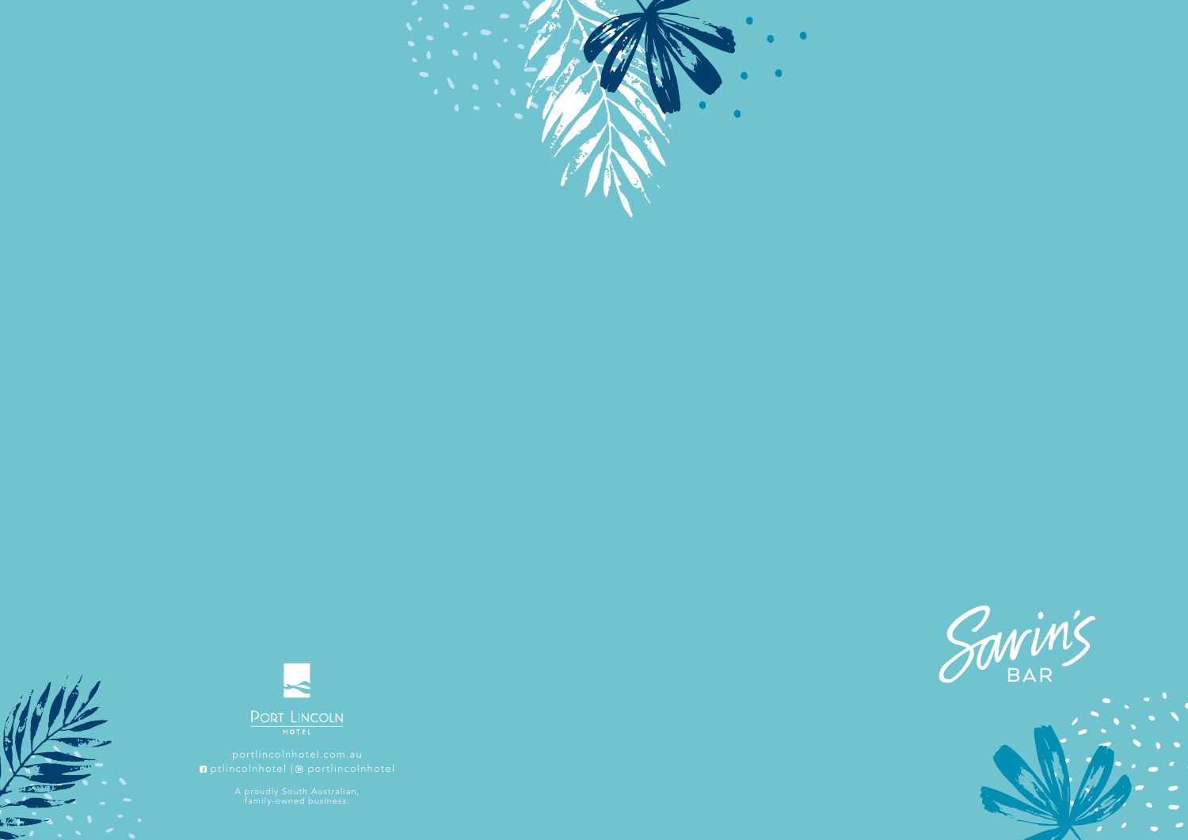Port Lincoln

HOTEL

portlincolnhotel.com.au

ptlincolnhotel | portlincolnhotel

A proudly South Australian, family-owned business.

Sarin's

BAR